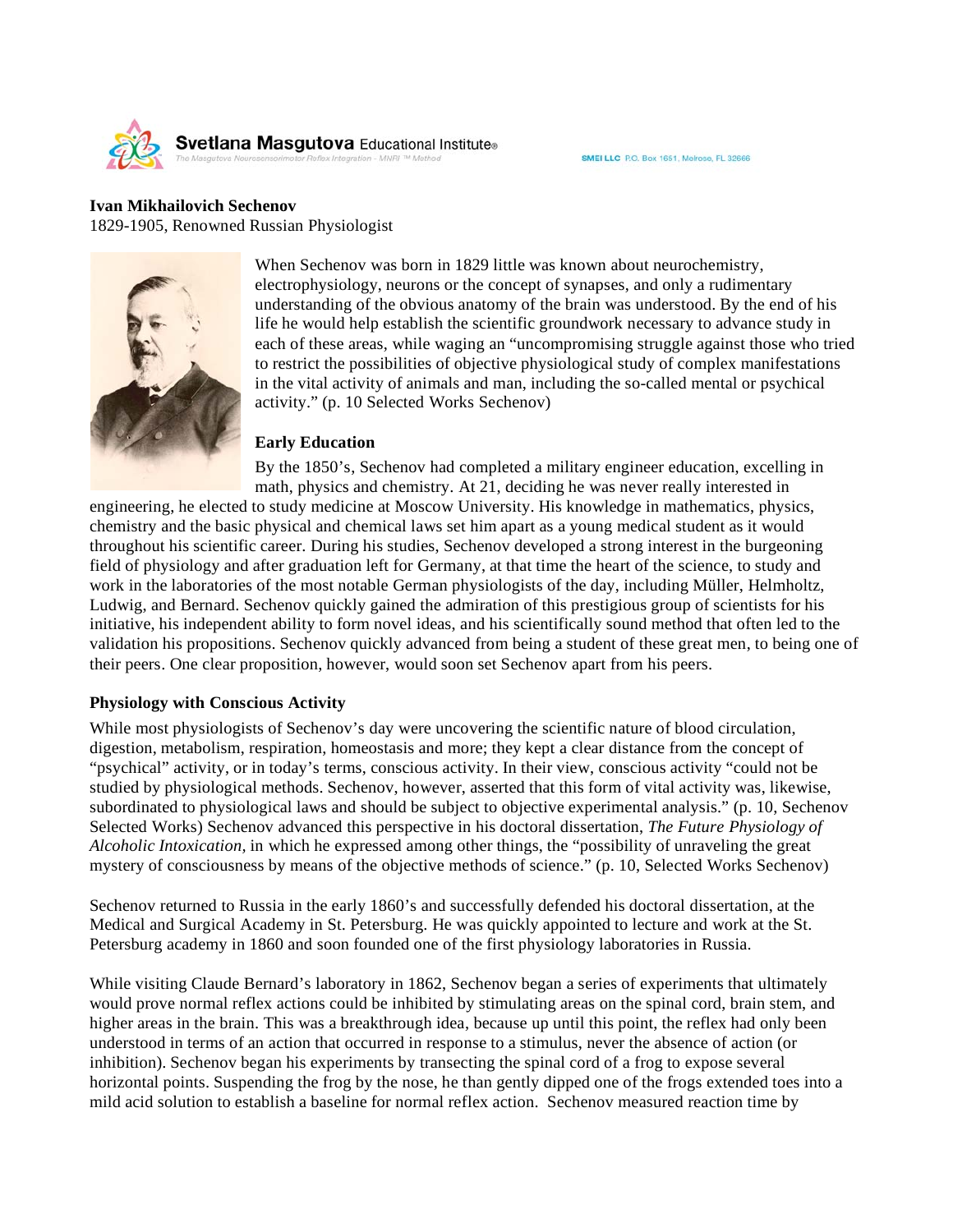**Ivan Mikhailovich Sechenov**
1829-1905, Renowned Russian Physiologist

When Sechenov was born in 1829 little was known about neurochemistry, electrophysiology, neurons or the concept of synapses, and only a rudimentary understanding of the obvious anatomy of the brain was understood. By the end of his life he would help establish the scientific groundwork necessary to advance study in each of these areas, while waging an "uncompromising struggle against those who tried to restrict the possibilities of objective physiological study of complex manifestations in the vital activity of animals and man, including the so-called mental or psychical activity." (p. 10 Selected Works Sechenov)

**Early Education**

By the 1850's, Sechenov had completed a military engineer education, excelling in math, physics and chemistry. At 21, deciding he was never really interested in engineering, he elected to study medicine at Moscow University. His knowledge in mathematics, physics, chemistry and the basic physical and chemical laws set him apart as a young medical student as it would throughout his scientific career. During his studies, Sechenov developed a strong interest in the burgeoning field of physiology and after graduation left for Germany, at that time the heart of the science, to study and work in the laboratories of the most notable German physiologists of the day, including Müller, Helmholtz, Ludwig, and Bernard. Sechenov quickly gained the admiration of this prestigious group of scientists for his initiative, his independent ability to form novel ideas, and his scientifically sound method that often led to the validation his propositions. Sechenov quickly advanced from being a student of these great men, to being one of their peers. One clear proposition, however, would soon set Sechenov apart from his peers.

**Physiology with Conscious Activity**

While most physiologists of Sechenov's day were uncovering the scientific nature of blood circulation, digestion, metabolism, respiration, homeostasis and more; they kept a clear distance from the concept of "psychical" activity, or in today's terms, conscious activity. In their view, conscious activity "could not be studied by physiological methods. Sechenov, however, asserted that this form of vital activity was, likewise, subordinated to physiological laws and should be subject to objective experimental analysis." (p. 10, Sechenov Selected Works) Sechenov advanced this perspective in his doctoral dissertation, *The Future Physiology of Alcoholic Intoxication,* in which he expressed among other things, the "possibility of unraveling the great mystery of consciousness by means of the objective methods of science." (p. 10, Selected Works Sechenov)

Sechenov returned to Russia in the early 1860's and successfully defended his doctoral dissertation, at the Medical and Surgical Academy in St. Petersburg. He was quickly appointed to lecture and work at the St. Petersburg academy in 1860 and soon founded one of the first physiology laboratories in Russia.

While visiting Claude Bernard's laboratory in 1862, Sechenov began a series of experiments that ultimately would prove normal reflex actions could be inhibited by stimulating areas on the spinal cord, brain stem, and higher areas in the brain. This was a breakthrough idea, because up until this point, the reflex had only been understood in terms of an action that occurred in response to a stimulus, never the absence of action (or inhibition). Sechenov began his experiments by transecting the spinal cord of a frog to expose several horizontal points. Suspending the frog by the nose, he than gently dipped one of the frogs extended toes into a mild acid solution to establish a baseline for normal reflex action. Sechenov measured reaction time by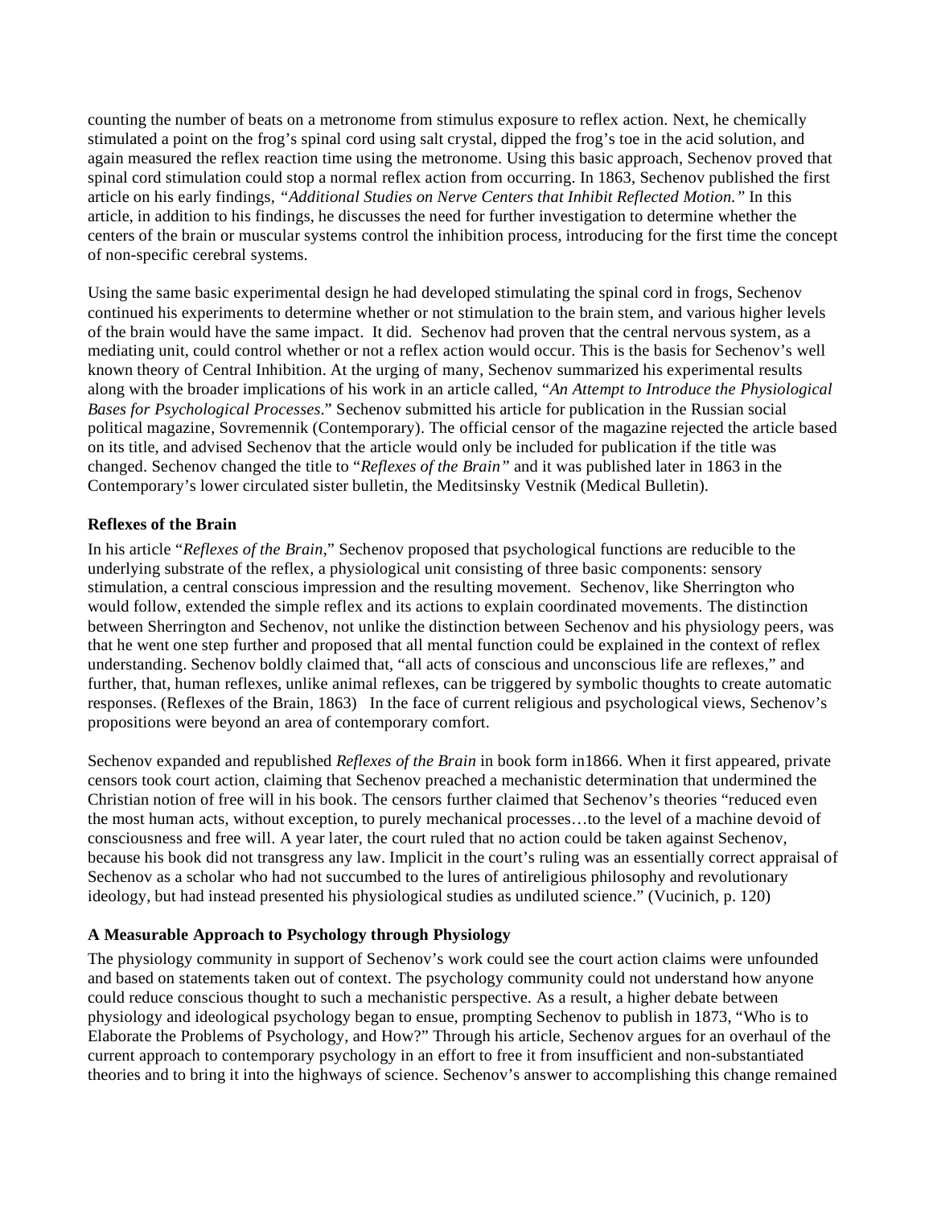counting the number of beats on a metronome from stimulus exposure to reflex action. Next, he chemically stimulated a point on the frog's spinal cord using salt crystal, dipped the frog's toe in the acid solution, and again measured the reflex reaction time using the metronome. Using this basic approach, Sechenov proved that spinal cord stimulation could stop a normal reflex action from occurring. In 1863, Sechenov published the first article on his early findings, *"Additional Studies on Nerve Centers that Inhibit Reflected Motion."* In this article, in addition to his findings, he discusses the need for further investigation to determine whether the centers of the brain or muscular systems control the inhibition process, introducing for the first time the concept of non-specific cerebral systems.

Using the same basic experimental design he had developed stimulating the spinal cord in frogs, Sechenov continued his experiments to determine whether or not stimulation to the brain stem, and various higher levels of the brain would have the same impact. It did. Sechenov had proven that the central nervous system, as a mediating unit, could control whether or not a reflex action would occur. This is the basis for Sechenov's well known theory of Central Inhibition. At the urging of many, Sechenov summarized his experimental results along with the broader implications of his work in an article called, "*An Attempt to Introduce the Physiological Bases for Psychological Processes*." Sechenov submitted his article for publication in the Russian social political magazine, Sovremennik (Contemporary). The official censor of the magazine rejected the article based on its title, and advised Sechenov that the article would only be included for publication if the title was changed. Sechenov changed the title to "*Reflexes of the Brain"* and it was published later in 1863 in the Contemporary's lower circulated sister bulletin, the Meditsinsky Vestnik (Medical Bulletin).

### Reflexes of the Brain

In his article "*Reflexes of the Brain*," Sechenov proposed that psychological functions are reducible to the underlying substrate of the reflex, a physiological unit consisting of three basic components: sensory stimulation, a central conscious impression and the resulting movement. Sechenov, like Sherrington who would follow, extended the simple reflex and its actions to explain coordinated movements. The distinction between Sherrington and Sechenov, not unlike the distinction between Sechenov and his physiology peers, was that he went one step further and proposed that all mental function could be explained in the context of reflex understanding. Sechenov boldly claimed that, "all acts of conscious and unconscious life are reflexes," and further, that, human reflexes, unlike animal reflexes, can be triggered by symbolic thoughts to create automatic responses. (Reflexes of the Brain, 1863) In the face of current religious and psychological views, Sechenov's propositions were beyond an area of contemporary comfort.

Sechenov expanded and republished *Reflexes of the Brain* in book form in1866. When it first appeared, private censors took court action, claiming that Sechenov preached a mechanistic determination that undermined the Christian notion of free will in his book. The censors further claimed that Sechenov's theories "reduced even the most human acts, without exception, to purely mechanical processes…to the level of a machine devoid of consciousness and free will. A year later, the court ruled that no action could be taken against Sechenov, because his book did not transgress any law. Implicit in the court's ruling was an essentially correct appraisal of Sechenov as a scholar who had not succumbed to the lures of antireligious philosophy and revolutionary ideology, but had instead presented his physiological studies as undiluted science." (Vucinich, p. 120)

### A Measurable Approach to Psychology through Physiology

The physiology community in support of Sechenov's work could see the court action claims were unfounded and based on statements taken out of context. The psychology community could not understand how anyone could reduce conscious thought to such a mechanistic perspective. As a result, a higher debate between physiology and ideological psychology began to ensue, prompting Sechenov to publish in 1873, "Who is to Elaborate the Problems of Psychology, and How?" Through his article, Sechenov argues for an overhaul of the current approach to contemporary psychology in an effort to free it from insufficient and non-substantiated theories and to bring it into the highways of science. Sechenov's answer to accomplishing this change remained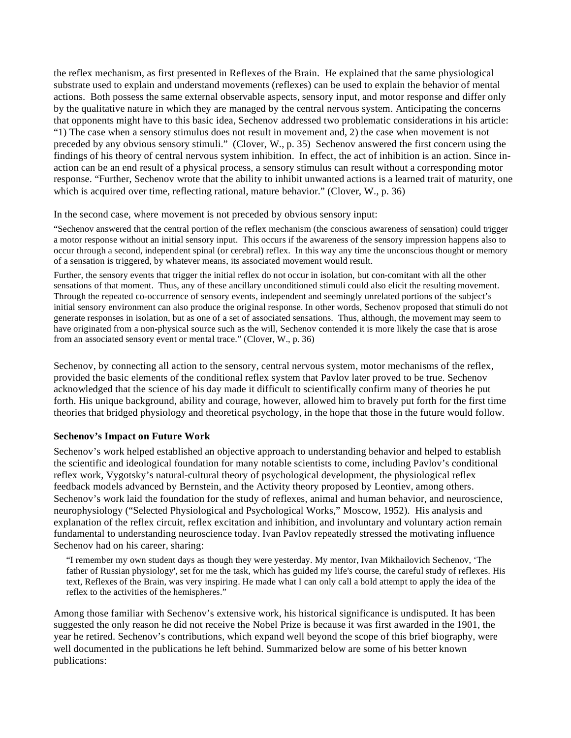the reflex mechanism, as first presented in Reflexes of the Brain. He explained that the same physiological substrate used to explain and understand movements (reflexes) can be used to explain the behavior of mental actions. Both possess the same external observable aspects, sensory input, and motor response and differ only by the qualitative nature in which they are managed by the central nervous system. Anticipating the concerns that opponents might have to this basic idea, Sechenov addressed two problematic considerations in his article: "1) The case when a sensory stimulus does not result in movement and, 2) the case when movement is not preceded by any obvious sensory stimuli." (Clover, W., p. 35) Sechenov answered the first concern using the findings of his theory of central nervous system inhibition. In effect, the act of inhibition is an action. Since in-action can be an end result of a physical process, a sensory stimulus can result without a corresponding motor response. "Further, Sechenov wrote that the ability to inhibit unwanted actions is a learned trait of maturity, one which is acquired over time, reflecting rational, mature behavior." (Clover, W., p. 36)

In the second case, where movement is not preceded by obvious sensory input:

> "Sechenov answered that the central portion of the reflex mechanism (the conscious awareness of sensation) could trigger a motor response without an initial sensory input. This occurs if the awareness of the sensory impression happens also to occur through a second, independent spinal (or cerebral) reflex. In this way any time the unconscious thought or memory of a sensation is triggered, by whatever means, its associated movement would result.
>
> Further, the sensory events that trigger the initial reflex do not occur in isolation, but con-comitant with all the other sensations of that moment. Thus, any of these ancillary unconditioned stimuli could also elicit the resulting movement. Through the repeated co-occurrence of sensory events, independent and seemingly unrelated portions of the subject's initial sensory environment can also produce the original response. In other words, Sechenov proposed that stimuli do not generate responses in isolation, but as one of a set of associated sensations. Thus, although, the movement may seem to have originated from a non-physical source such as the will, Sechenov contended it is more likely the case that is arose from an associated sensory event or mental trace." (Clover, W., p. 36)

Sechenov, by connecting all action to the sensory, central nervous system, motor mechanisms of the reflex, provided the basic elements of the conditional reflex system that Pavlov later proved to be true. Sechenov acknowledged that the science of his day made it difficult to scientifically confirm many of theories he put forth. His unique background, ability and courage, however, allowed him to bravely put forth for the first time theories that bridged physiology and theoretical psychology, in the hope that those in the future would follow.

**Sechenov's Impact on Future Work**

Sechenov's work helped established an objective approach to understanding behavior and helped to establish the scientific and ideological foundation for many notable scientists to come, including Pavlov's conditional reflex work, Vygotsky's natural-cultural theory of psychological development, the physiological reflex feedback models advanced by Bernstein, and the Activity theory proposed by Leontiev, among others. Sechenov's work laid the foundation for the study of reflexes, animal and human behavior, and neuroscience, neurophysiology ("Selected Physiological and Psychological Works," Moscow, 1952). His analysis and explanation of the reflex circuit, reflex excitation and inhibition, and involuntary and voluntary action remain fundamental to understanding neuroscience today. Ivan Pavlov repeatedly stressed the motivating influence Sechenov had on his career, sharing:

> "I remember my own student days as though they were yesterday. My mentor, Ivan Mikhailovich Sechenov, 'The father of Russian physiology', set for me the task, which has guided my life's course, the careful study of reflexes. His text, Reflexes of the Brain, was very inspiring. He made what I can only call a bold attempt to apply the idea of the reflex to the activities of the hemispheres."

Among those familiar with Sechenov's extensive work, his historical significance is undisputed. It has been suggested the only reason he did not receive the Nobel Prize is because it was first awarded in the 1901, the year he retired. Sechenov's contributions, which expand well beyond the scope of this brief biography, were well documented in the publications he left behind. Summarized below are some of his better known publications: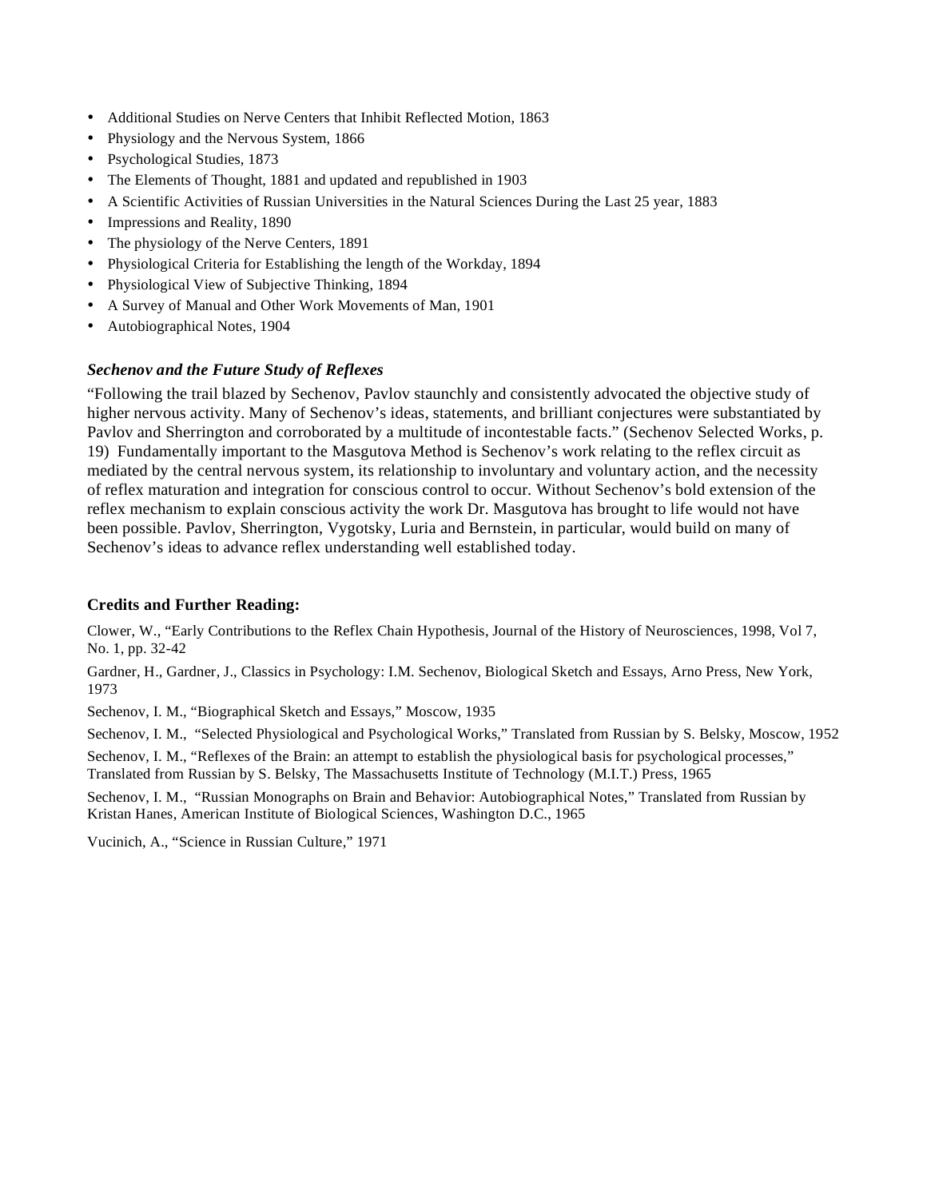- Additional Studies on Nerve Centers that Inhibit Reflected Motion, 1863
- Physiology and the Nervous System, 1866
- Psychological Studies, 1873
- The Elements of Thought, 1881 and updated and republished in 1903
- A Scientific Activities of Russian Universities in the Natural Sciences During the Last 25 year, 1883
- Impressions and Reality, 1890
- The physiology of the Nerve Centers, 1891
- Physiological Criteria for Establishing the length of the Workday, 1894
- Physiological View of Subjective Thinking, 1894
- A Survey of Manual and Other Work Movements of Man, 1901
- Autobiographical Notes, 1904

### *Sechenov and the Future Study of Reflexes*

"Following the trail blazed by Sechenov, Pavlov staunchly and consistently advocated the objective study of higher nervous activity. Many of Sechenov's ideas, statements, and brilliant conjectures were substantiated by Pavlov and Sherrington and corroborated by a multitude of incontestable facts." (Sechenov Selected Works, p. 19) Fundamentally important to the Masgutova Method is Sechenov's work relating to the reflex circuit as mediated by the central nervous system, its relationship to involuntary and voluntary action, and the necessity of reflex maturation and integration for conscious control to occur. Without Sechenov's bold extension of the reflex mechanism to explain conscious activity the work Dr. Masgutova has brought to life would not have been possible. Pavlov, Sherrington, Vygotsky, Luria and Bernstein, in particular, would build on many of Sechenov's ideas to advance reflex understanding well established today.

### **Credits and Further Reading:**

Clower, W., "Early Contributions to the Reflex Chain Hypothesis, Journal of the History of Neurosciences, 1998, Vol 7, No. 1, pp. 32-42

Gardner, H., Gardner, J., Classics in Psychology: I.M. Sechenov, Biological Sketch and Essays, Arno Press, New York, 1973

Sechenov, I. M., "Biographical Sketch and Essays," Moscow, 1935

Sechenov, I. M., "Selected Physiological and Psychological Works," Translated from Russian by S. Belsky, Moscow, 1952

Sechenov, I. M., "Reflexes of the Brain: an attempt to establish the physiological basis for psychological processes," Translated from Russian by S. Belsky, The Massachusetts Institute of Technology (M.I.T.) Press, 1965

Sechenov, I. M., "Russian Monographs on Brain and Behavior: Autobiographical Notes," Translated from Russian by Kristan Hanes, American Institute of Biological Sciences, Washington D.C., 1965

Vucinich, A., "Science in Russian Culture," 1971